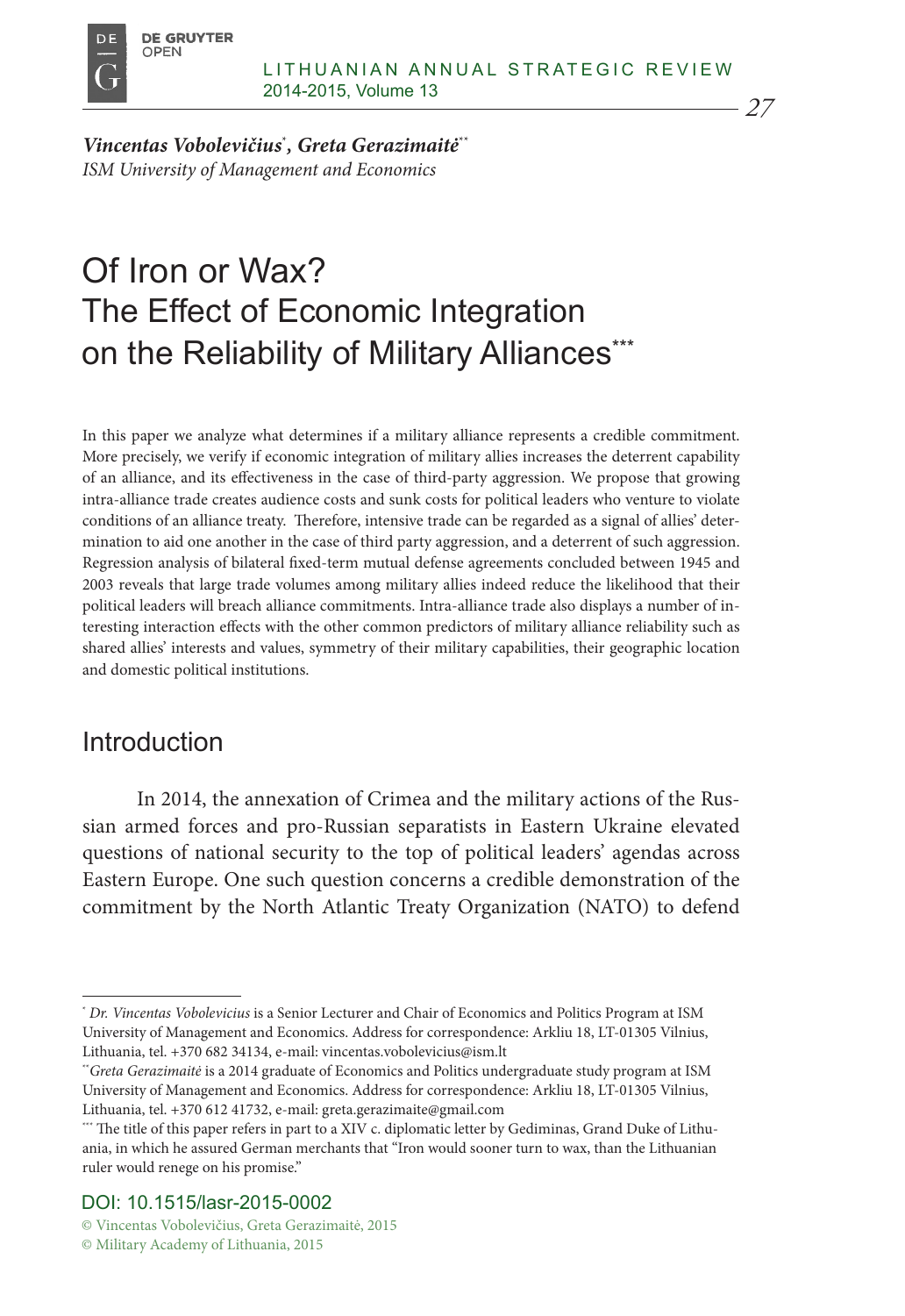*Vincentas Vobolevičius*[*], *Greta Gerazimaitė*[**]
*ISM University of Management and Economics*

# Of Iron or Wax? The Effect of Economic Integration on the Reliability of Military Alliances[***]

In this paper we analyze what determines if a military alliance represents a credible commitment. More precisely, we verify if economic integration of military allies increases the deterrent capability of an alliance, and its effectiveness in the case of third-party aggression. We propose that growing intra-alliance trade creates audience costs and sunk costs for political leaders who venture to violate conditions of an alliance treaty. Therefore, intensive trade can be regarded as a signal of allies' determination to aid one another in the case of third party aggression, and a deterrent of such aggression. Regression analysis of bilateral fixed-term mutual defense agreements concluded between 1945 and 2003 reveals that large trade volumes among military allies indeed reduce the likelihood that their political leaders will breach alliance commitments. Intra-alliance trade also displays a number of interesting interaction effects with the other common predictors of military alliance reliability such as shared allies' interests and values, symmetry of their military capabilities, their geographic location and domestic political institutions.

## Introduction

In 2014, the annexation of Crimea and the military actions of the Russian armed forces and pro-Russian separatists in Eastern Ukraine elevated questions of national security to the top of political leaders' agendas across Eastern Europe. One such question concerns a credible demonstration of the commitment by the North Atlantic Treaty Organization (NATO) to defend

---

[*] *Dr. Vincentas Vobolevicius* is a Senior Lecturer and Chair of Economics and Politics Program at ISM University of Management and Economics. Address for correspondence: Arkliu 18, LT-01305 Vilnius, Lithuania, tel. +370 682 34134, e-mail: vincentas.vobolevicius@ism.lt

[**] *Greta Gerazimaitė* is a 2014 graduate of Economics and Politics undergraduate study program at ISM University of Management and Economics. Address for correspondence: Arkliu 18, LT-01305 Vilnius, Lithuania, tel. +370 612 41732, e-mail: greta.gerazimaite@gmail.com

[***] The title of this paper refers in part to a XIV c. diplomatic letter by Gediminas, Grand Duke of Lithuania, in which he assured German merchants that "Iron would sooner turn to wax, than the Lithuanian ruler would renege on his promise."

DOI: 10.1515/lasr-2015-0002

© Vincentas Vobolevičius, Greta Gerazimaitė, 2015

© Military Academy of Lithuania, 2015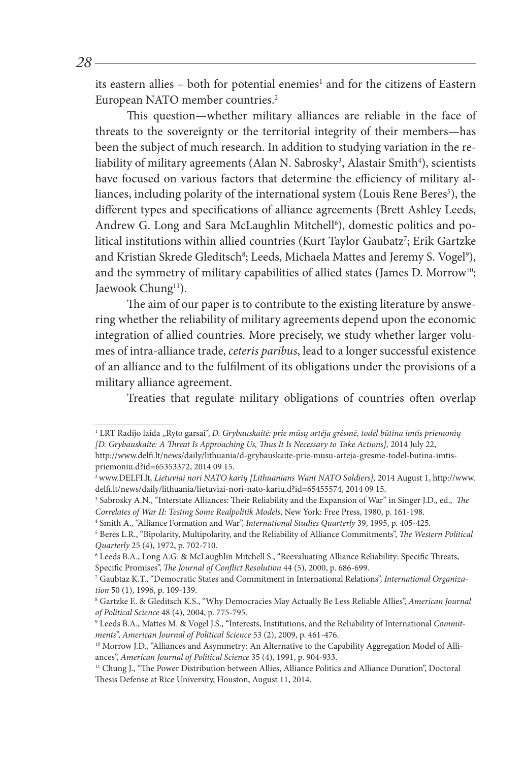its eastern allies – both for potential enemies[1] and for the citizens of Eastern European NATO member countries.[2]

This question—whether military alliances are reliable in the face of threats to the sovereignty or the territorial integrity of their members—has been the subject of much research. In addition to studying variation in the reliability of military agreements (Alan N. Sabrosky[3], Alastair Smith[4]), scientists have focused on various factors that determine the efficiency of military alliances, including polarity of the international system (Louis Rene Beres[5]), the different types and specifications of alliance agreements (Brett Ashley Leeds, Andrew G. Long and Sara McLaughlin Mitchell[6]), domestic politics and political institutions within allied countries (Kurt Taylor Gaubatz[7]; Erik Gartzke and Kristian Skrede Gleditsch[8]; Leeds, Michaela Mattes and Jeremy S. Vogel[9]), and the symmetry of military capabilities of allied states (James D. Morrow[10]; Jaewook Chung[11]).

The aim of our paper is to contribute to the existing literature by answering whether the reliability of military agreements depend upon the economic integration of allied countries. More precisely, we study whether larger volumes of intra-alliance trade, *ceteris paribus*, lead to a longer successful existence of an alliance and to the fulfilment of its obligations under the provisions of a military alliance agreement.

Treaties that regulate military obligations of countries often overlap

---

[1] LRT Radijo laida „Ryto garsai", *D. Grybauskaitė: prie mūsų artėja grėsmė, todėl būtina imtis priemonių [D. Grybauskaite: A Threat Is Approaching Us, Thus It Is Necessary to Take Actions],* 2014 July 22, http://www.delfi.lt/news/daily/lithuania/d-grybauskaite-prie-musu-arteja-gresme-todel-butina-imtis-priemoniu.d?id=65353372, 2014 09 15.

[2] www.DELFI.lt, *Lietuviai nori NATO karių [Lithuanians Want NATO Soldiers],* 2014 August 1, http://www.delfi.lt/news/daily/lithuania/lietuviai-nori-nato-kariu.d?id=65455574, 2014 09 15.

[3] Sabrosky A.N., "Interstate Alliances: Their Reliability and the Expansion of War" in Singer J.D., ed., *The Correlates of War II: Testing Some Realpolitik Models*, New York: Free Press, 1980, p. 161-198.

[4] Smith A., "Alliance Formation and War", *International Studies Quarterly* 39, 1995, p. 405-425.

[5] Beres L.R., "Bipolarity, Multipolarity, and the Reliability of Alliance Commitments", *The Western Political Quarterly* 25 (4), 1972, p. 702-710.

[6] Leeds B.A., Long A.G. & McLaughlin Mitchell S., "Reevaluating Alliance Reliability: Specific Threats, Specific Promises", *The Journal of Conflict Resolution* 44 (5), 2000, p. 686-699.

[7] Gaubtaz K.T., "Democratic States and Commitment in International Relations", *International Organization* 50 (1), 1996, p. 109-139.

[8] Gartzke E. & Gleditsch K.S., "Why Democracies May Actually Be Less Reliable Allies", *American Journal of Political Science* 48 (4), 2004, p. 775-795.

[9] Leeds B.A., Mattes M. & Vogel J.S., "Interests, Institutions, and the Reliability of International *Commitments*", *American Journal of Political Science* 53 (2), 2009, p. 461-476.

[10] Morrow J.D., "Alliances and Asymmetry: An Alternative to the Capability Aggregation Model of Alliances", *American Journal of Political Science* 35 (4), 1991, p. 904-933.

[11] Chung J., "The Power Distribution between Allies, Alliance Politics and Alliance Duration", Doctoral Thesis Defense at Rice University, Houston, August 11, 2014.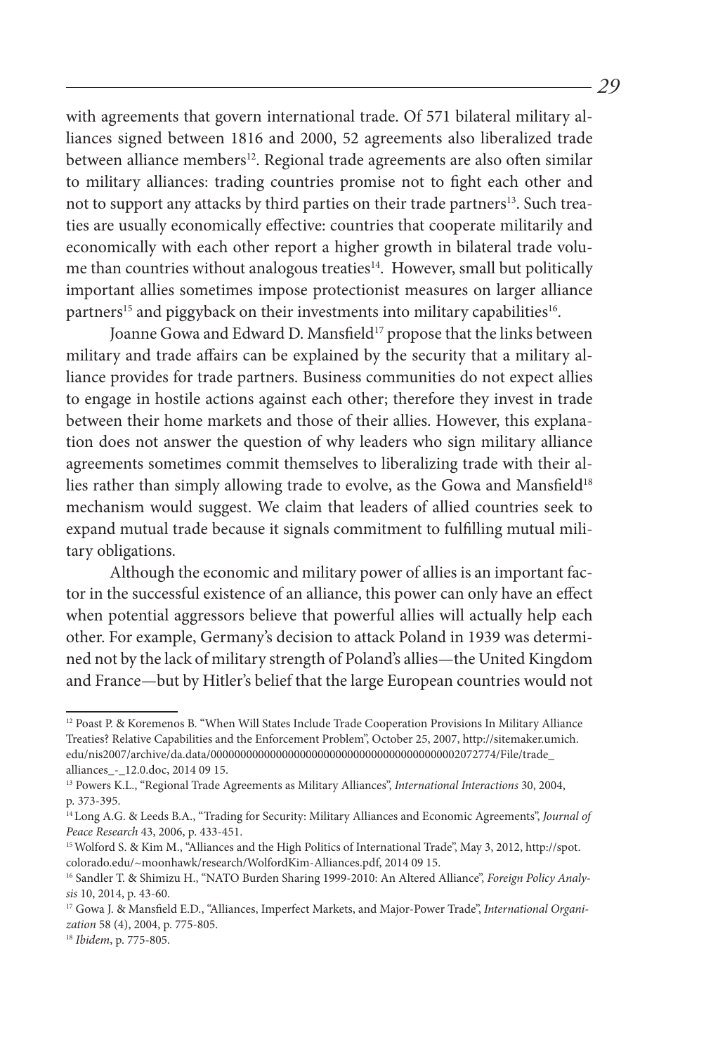with agreements that govern international trade. Of 571 bilateral military alliances signed between 1816 and 2000, 52 agreements also liberalized trade between alliance members[12]. Regional trade agreements are also often similar to military alliances: trading countries promise not to fight each other and not to support any attacks by third parties on their trade partners[13]. Such treaties are usually economically effective: countries that cooperate militarily and economically with each other report a higher growth in bilateral trade volume than countries without analogous treaties[14]. However, small but politically important allies sometimes impose protectionist measures on larger alliance partners[15] and piggyback on their investments into military capabilities[16].

Joanne Gowa and Edward D. Mansfield[17] propose that the links between military and trade affairs can be explained by the security that a military alliance provides for trade partners. Business communities do not expect allies to engage in hostile actions against each other; therefore they invest in trade between their home markets and those of their allies. However, this explanation does not answer the question of why leaders who sign military alliance agreements sometimes commit themselves to liberalizing trade with their allies rather than simply allowing trade to evolve, as the Gowa and Mansfield[18] mechanism would suggest. We claim that leaders of allied countries seek to expand mutual trade because it signals commitment to fulfilling mutual military obligations.

Although the economic and military power of allies is an important factor in the successful existence of an alliance, this power can only have an effect when potential aggressors believe that powerful allies will actually help each other. For example, Germany's decision to attack Poland in 1939 was determined not by the lack of military strength of Poland's allies—the United Kingdom and France—but by Hitler's belief that the large European countries would not

---

[12] Poast P. & Koremenos B. "When Will States Include Trade Cooperation Provisions In Military Alliance Treaties? Relative Capabilities and the Enforcement Problem", October 25, 2007, http://sitemaker.umich.edu/nis2007/archive/da.data/0000000000000000000000000000000000000000002072774/File/trade_alliances_-_12.0.doc, 2014 09 15.

[13] Powers K.L., "Regional Trade Agreements as Military Alliances", *International Interactions* 30, 2004, p. 373-395.

[14] Long A.G. & Leeds B.A., "Trading for Security: Military Alliances and Economic Agreements", *Journal of Peace Research* 43, 2006, p. 433-451.

[15] Wolford S. & Kim M., "Alliances and the High Politics of International Trade", May 3, 2012, http://spot.colorado.edu/~moonhawk/research/WolfordKim-Alliances.pdf, 2014 09 15.

[16] Sandler T. & Shimizu H., "NATO Burden Sharing 1999-2010: An Altered Alliance", *Foreign Policy Analysis* 10, 2014, p. 43-60.

[17] Gowa J. & Mansfield E.D., "Alliances, Imperfect Markets, and Major-Power Trade", *International Organization* 58 (4), 2004, p. 775-805.

[18] *Ibidem*, p. 775-805.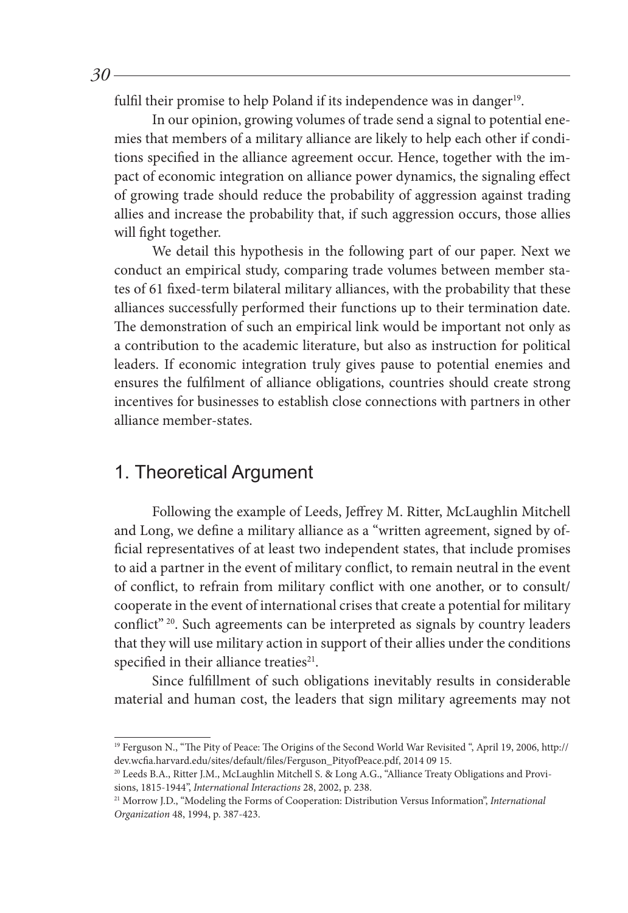fulfil their promise to help Poland if its independence was in danger[19].

In our opinion, growing volumes of trade send a signal to potential enemies that members of a military alliance are likely to help each other if conditions specified in the alliance agreement occur. Hence, together with the impact of economic integration on alliance power dynamics, the signaling effect of growing trade should reduce the probability of aggression against trading allies and increase the probability that, if such aggression occurs, those allies will fight together.

We detail this hypothesis in the following part of our paper. Next we conduct an empirical study, comparing trade volumes between member states of 61 fixed-term bilateral military alliances, with the probability that these alliances successfully performed their functions up to their termination date. The demonstration of such an empirical link would be important not only as a contribution to the academic literature, but also as instruction for political leaders. If economic integration truly gives pause to potential enemies and ensures the fulfilment of alliance obligations, countries should create strong incentives for businesses to establish close connections with partners in other alliance member-states.

## 1. Theoretical Argument

Following the example of Leeds, Jeffrey M. Ritter, McLaughlin Mitchell and Long, we define a military alliance as a "written agreement, signed by official representatives of at least two independent states, that include promises to aid a partner in the event of military conflict, to remain neutral in the event of conflict, to refrain from military conflict with one another, or to consult/cooperate in the event of international crises that create a potential for military conflict" [20]. Such agreements can be interpreted as signals by country leaders that they will use military action in support of their allies under the conditions specified in their alliance treaties[21].

Since fulfillment of such obligations inevitably results in considerable material and human cost, the leaders that sign military agreements may not

---

[19] Ferguson N., "The Pity of Peace: The Origins of the Second World War Revisited ", April 19, 2006, http://dev.wcfia.harvard.edu/sites/default/files/Ferguson_PityofPeace.pdf, 2014 09 15.

[20] Leeds B.A., Ritter J.M., McLaughlin Mitchell S. & Long A.G., "Alliance Treaty Obligations and Provisions, 1815-1944", *International Interactions* 28, 2002, p. 238.

[21] Morrow J.D., "Modeling the Forms of Cooperation: Distribution Versus Information", *International Organization* 48, 1994, p. 387-423.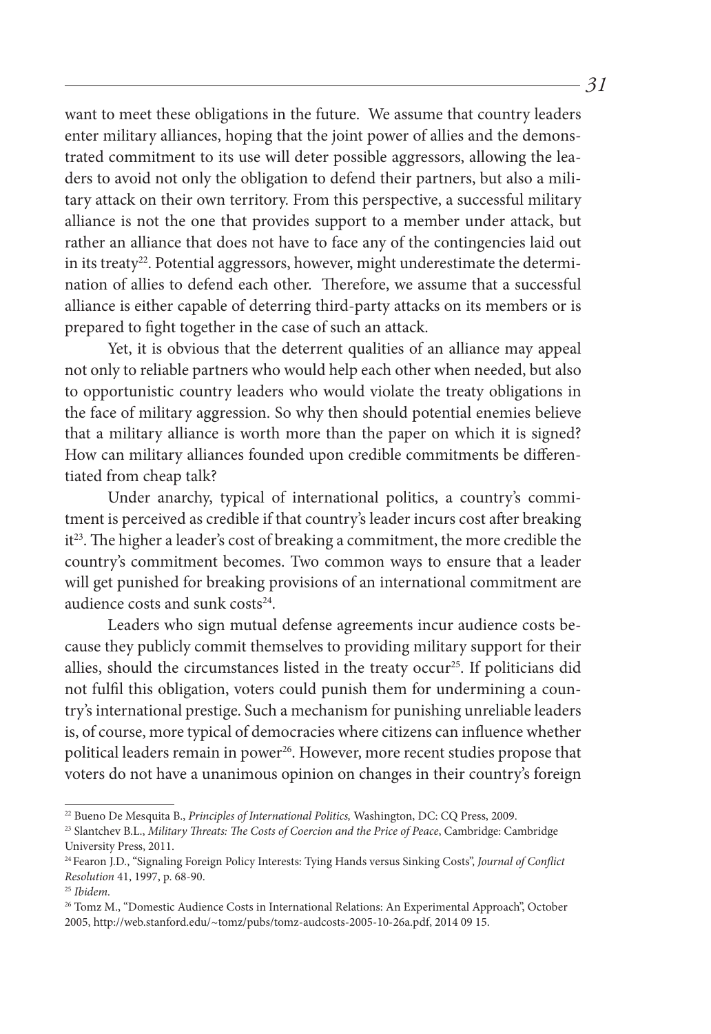want to meet these obligations in the future. We assume that country leaders enter military alliances, hoping that the joint power of allies and the demonstrated commitment to its use will deter possible aggressors, allowing the leaders to avoid not only the obligation to defend their partners, but also a military attack on their own territory. From this perspective, a successful military alliance is not the one that provides support to a member under attack, but rather an alliance that does not have to face any of the contingencies laid out in its treaty[22]. Potential aggressors, however, might underestimate the determination of allies to defend each other. Therefore, we assume that a successful alliance is either capable of deterring third-party attacks on its members or is prepared to fight together in the case of such an attack.

Yet, it is obvious that the deterrent qualities of an alliance may appeal not only to reliable partners who would help each other when needed, but also to opportunistic country leaders who would violate the treaty obligations in the face of military aggression. So why then should potential enemies believe that a military alliance is worth more than the paper on which it is signed? How can military alliances founded upon credible commitments be differentiated from cheap talk?

Under anarchy, typical of international politics, a country's commitment is perceived as credible if that country's leader incurs cost after breaking it[23]. The higher a leader's cost of breaking a commitment, the more credible the country's commitment becomes. Two common ways to ensure that a leader will get punished for breaking provisions of an international commitment are audience costs and sunk costs[24].

Leaders who sign mutual defense agreements incur audience costs because they publicly commit themselves to providing military support for their allies, should the circumstances listed in the treaty occur[25]. If politicians did not fulfil this obligation, voters could punish them for undermining a country's international prestige. Such a mechanism for punishing unreliable leaders is, of course, more typical of democracies where citizens can influence whether political leaders remain in power[26]. However, more recent studies propose that voters do not have a unanimous opinion on changes in their country's foreign

---

[22] Bueno De Mesquita B., *Principles of International Politics,* Washington, DC: CQ Press, 2009.

[23] Slantchev B.L., *Military Threats: The Costs of Coercion and the Price of Peace*, Cambridge: Cambridge University Press, 2011.

[24] Fearon J.D., "Signaling Foreign Policy Interests: Tying Hands versus Sinking Costs", *Journal of Conflict Resolution* 41, 1997, p. 68-90.

[25] *Ibidem*.

[26] Tomz M., "Domestic Audience Costs in International Relations: An Experimental Approach", October 2005, http://web.stanford.edu/~tomz/pubs/tomz-audcosts-2005-10-26a.pdf, 2014 09 15.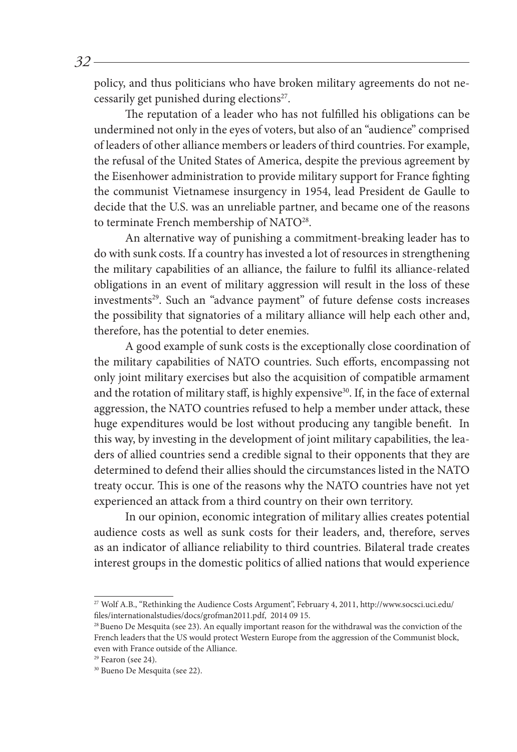policy, and thus politicians who have broken military agreements do not necessarily get punished during elections[27].

The reputation of a leader who has not fulfilled his obligations can be undermined not only in the eyes of voters, but also of an "audience" comprised of leaders of other alliance members or leaders of third countries. For example, the refusal of the United States of America, despite the previous agreement by the Eisenhower administration to provide military support for France fighting the communist Vietnamese insurgency in 1954, lead President de Gaulle to decide that the U.S. was an unreliable partner, and became one of the reasons to terminate French membership of NATO[28].

An alternative way of punishing a commitment-breaking leader has to do with sunk costs. If a country has invested a lot of resources in strengthening the military capabilities of an alliance, the failure to fulfil its alliance-related obligations in an event of military aggression will result in the loss of these investments[29]. Such an "advance payment" of future defense costs increases the possibility that signatories of a military alliance will help each other and, therefore, has the potential to deter enemies.

A good example of sunk costs is the exceptionally close coordination of the military capabilities of NATO countries. Such efforts, encompassing not only joint military exercises but also the acquisition of compatible armament and the rotation of military staff, is highly expensive[30]. If, in the face of external aggression, the NATO countries refused to help a member under attack, these huge expenditures would be lost without producing any tangible benefit. In this way, by investing in the development of joint military capabilities, the leaders of allied countries send a credible signal to their opponents that they are determined to defend their allies should the circumstances listed in the NATO treaty occur. This is one of the reasons why the NATO countries have not yet experienced an attack from a third country on their own territory.

In our opinion, economic integration of military allies creates potential audience costs as well as sunk costs for their leaders, and, therefore, serves as an indicator of alliance reliability to third countries. Bilateral trade creates interest groups in the domestic politics of allied nations that would experience

---

[27] Wolf A.B., "Rethinking the Audience Costs Argument", February 4, 2011, http://www.socsci.uci.edu/files/internationalstudies/docs/grofman2011.pdf, 2014 09 15.

[28] Bueno De Mesquita (see 23). An equally important reason for the withdrawal was the conviction of the French leaders that the US would protect Western Europe from the aggression of the Communist block, even with France outside of the Alliance.

[29] Fearon (see 24).

[30] Bueno De Mesquita (see 22).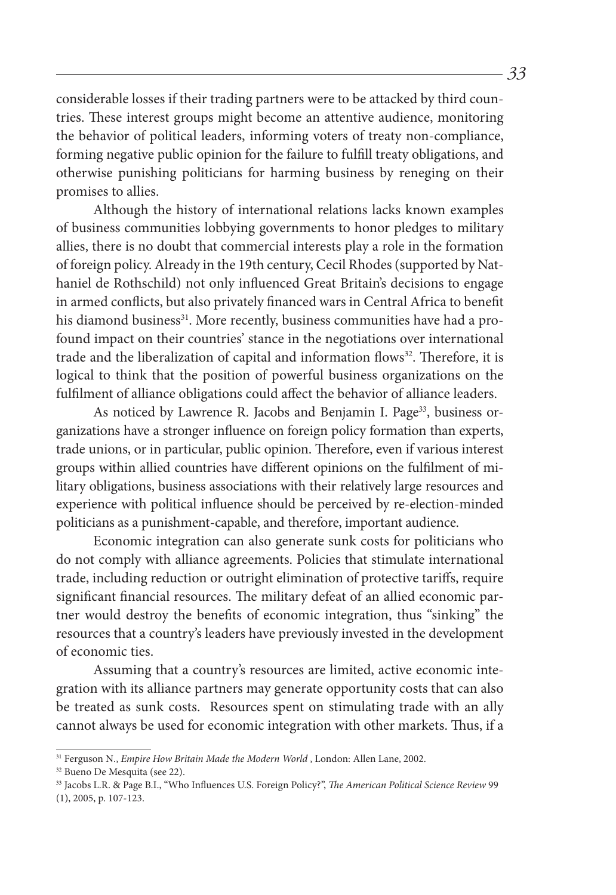considerable losses if their trading partners were to be attacked by third countries. These interest groups might become an attentive audience, monitoring the behavior of political leaders, informing voters of treaty non-compliance, forming negative public opinion for the failure to fulfill treaty obligations, and otherwise punishing politicians for harming business by reneging on their promises to allies.

Although the history of international relations lacks known examples of business communities lobbying governments to honor pledges to military allies, there is no doubt that commercial interests play a role in the formation of foreign policy. Already in the 19th century, Cecil Rhodes (supported by Nathaniel de Rothschild) not only influenced Great Britain's decisions to engage in armed conflicts, but also privately financed wars in Central Africa to benefit his diamond business[31]. More recently, business communities have had a profound impact on their countries' stance in the negotiations over international trade and the liberalization of capital and information flows[32]. Therefore, it is logical to think that the position of powerful business organizations on the fulfilment of alliance obligations could affect the behavior of alliance leaders.

As noticed by Lawrence R. Jacobs and Benjamin I. Page[33], business organizations have a stronger influence on foreign policy formation than experts, trade unions, or in particular, public opinion. Therefore, even if various interest groups within allied countries have different opinions on the fulfilment of military obligations, business associations with their relatively large resources and experience with political influence should be perceived by re-election-minded politicians as a punishment-capable, and therefore, important audience.

Economic integration can also generate sunk costs for politicians who do not comply with alliance agreements. Policies that stimulate international trade, including reduction or outright elimination of protective tariffs, require significant financial resources. The military defeat of an allied economic partner would destroy the benefits of economic integration, thus "sinking" the resources that a country's leaders have previously invested in the development of economic ties.

Assuming that a country's resources are limited, active economic integration with its alliance partners may generate opportunity costs that can also be treated as sunk costs. Resources spent on stimulating trade with an ally cannot always be used for economic integration with other markets. Thus, if a

---

[31] Ferguson N., *Empire How Britain Made the Modern World* , London: Allen Lane, 2002.

[32] Bueno De Mesquita (see 22).

[33] Jacobs L.R. & Page B.I., "Who Influences U.S. Foreign Policy?", *The American Political Science Review* 99 (1), 2005, p. 107-123.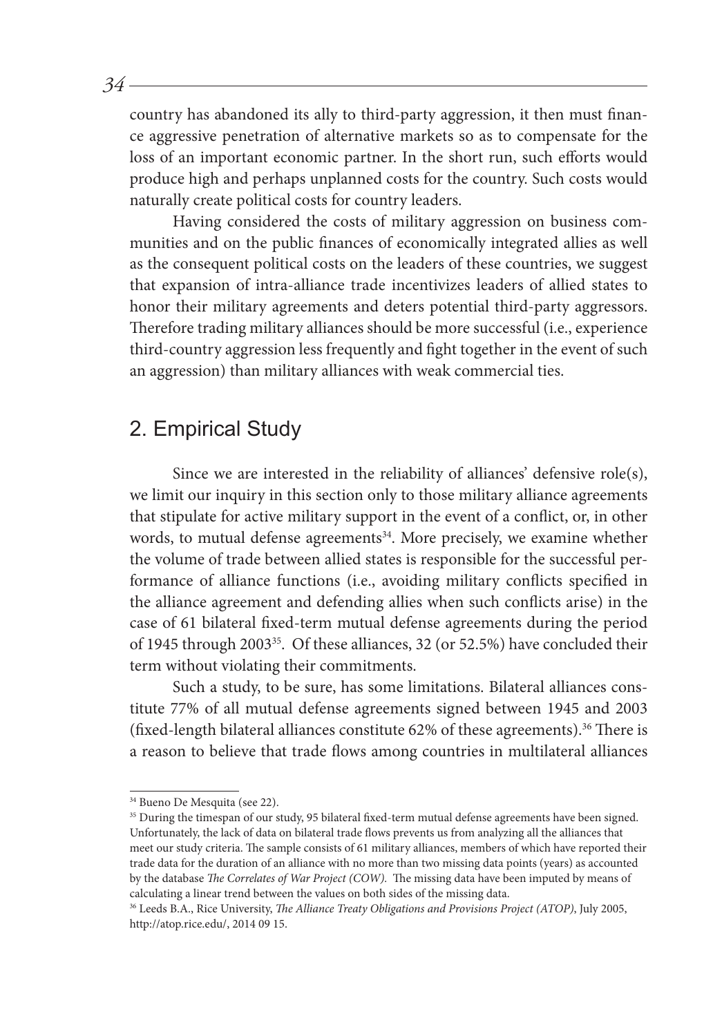country has abandoned its ally to third-party aggression, it then must finance aggressive penetration of alternative markets so as to compensate for the loss of an important economic partner. In the short run, such efforts would produce high and perhaps unplanned costs for the country. Such costs would naturally create political costs for country leaders.

Having considered the costs of military aggression on business communities and on the public finances of economically integrated allies as well as the consequent political costs on the leaders of these countries, we suggest that expansion of intra-alliance trade incentivizes leaders of allied states to honor their military agreements and deters potential third-party aggressors. Therefore trading military alliances should be more successful (i.e., experience third-country aggression less frequently and fight together in the event of such an aggression) than military alliances with weak commercial ties.

## 2. Empirical Study

Since we are interested in the reliability of alliances' defensive role(s), we limit our inquiry in this section only to those military alliance agreements that stipulate for active military support in the event of a conflict, or, in other words, to mutual defense agreements[34]. More precisely, we examine whether the volume of trade between allied states is responsible for the successful performance of alliance functions (i.e., avoiding military conflicts specified in the alliance agreement and defending allies when such conflicts arise) in the case of 61 bilateral fixed-term mutual defense agreements during the period of 1945 through 2003[35]. Of these alliances, 32 (or 52.5%) have concluded their term without violating their commitments.

Such a study, to be sure, has some limitations. Bilateral alliances constitute 77% of all mutual defense agreements signed between 1945 and 2003 (fixed-length bilateral alliances constitute 62% of these agreements).[36] There is a reason to believe that trade flows among countries in multilateral alliances

---

[34] Bueno De Mesquita (see 22).

[35] During the timespan of our study, 95 bilateral fixed-term mutual defense agreements have been signed. Unfortunately, the lack of data on bilateral trade flows prevents us from analyzing all the alliances that meet our study criteria. The sample consists of 61 military alliances, members of which have reported their trade data for the duration of an alliance with no more than two missing data points (years) as accounted by the database *The Correlates of War Project (COW)*. The missing data have been imputed by means of calculating a linear trend between the values on both sides of the missing data.

[36] Leeds B.A., Rice University, *The Alliance Treaty Obligations and Provisions Project (ATOP)*, July 2005, http://atop.rice.edu/, 2014 09 15.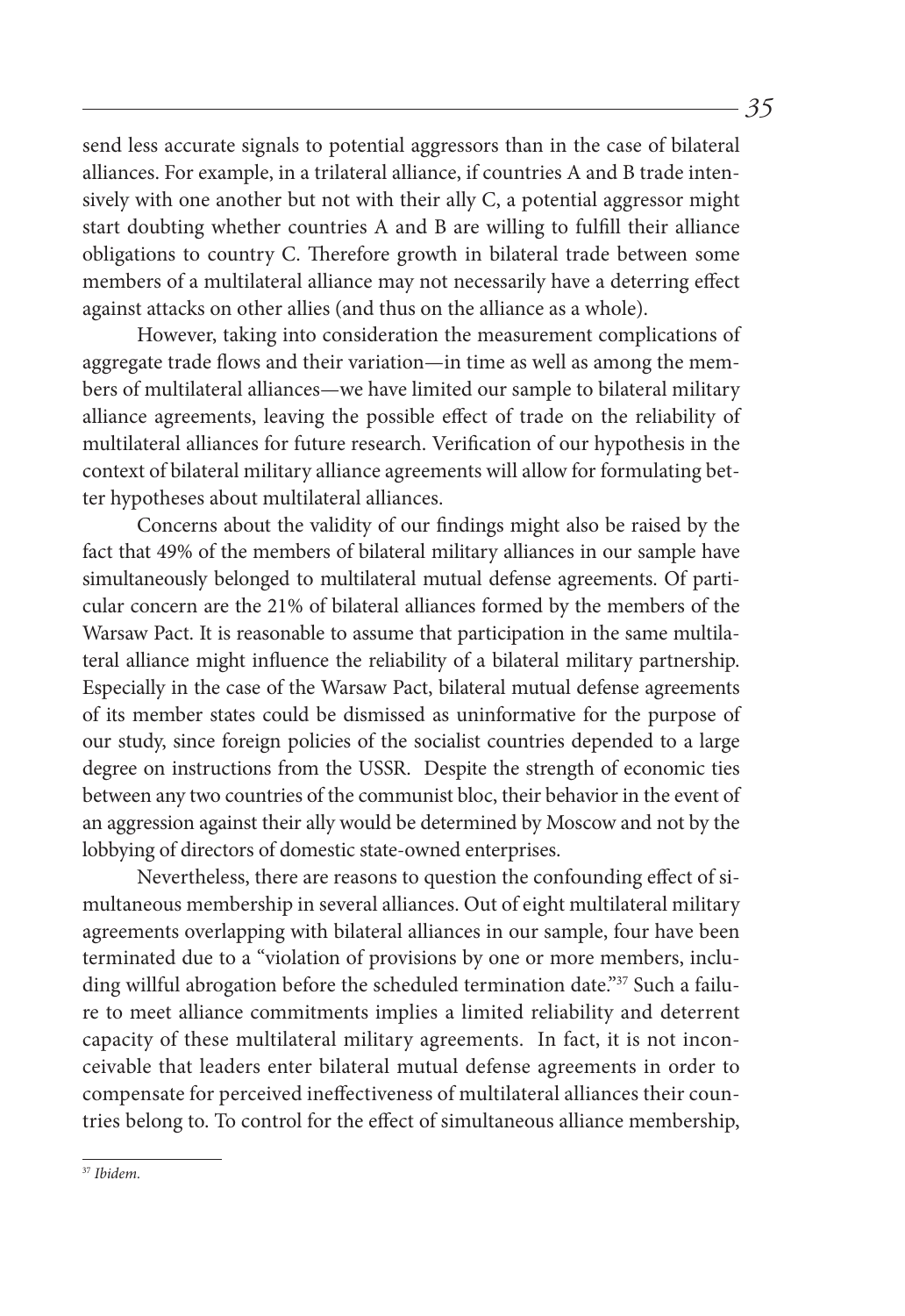send less accurate signals to potential aggressors than in the case of bilateral alliances. For example, in a trilateral alliance, if countries A and B trade intensively with one another but not with their ally C, a potential aggressor might start doubting whether countries A and B are willing to fulfill their alliance obligations to country C. Therefore growth in bilateral trade between some members of a multilateral alliance may not necessarily have a deterring effect against attacks on other allies (and thus on the alliance as a whole).

However, taking into consideration the measurement complications of aggregate trade flows and their variation—in time as well as among the members of multilateral alliances—we have limited our sample to bilateral military alliance agreements, leaving the possible effect of trade on the reliability of multilateral alliances for future research. Verification of our hypothesis in the context of bilateral military alliance agreements will allow for formulating better hypotheses about multilateral alliances.

Concerns about the validity of our findings might also be raised by the fact that 49% of the members of bilateral military alliances in our sample have simultaneously belonged to multilateral mutual defense agreements. Of particular concern are the 21% of bilateral alliances formed by the members of the Warsaw Pact. It is reasonable to assume that participation in the same multilateral alliance might influence the reliability of a bilateral military partnership. Especially in the case of the Warsaw Pact, bilateral mutual defense agreements of its member states could be dismissed as uninformative for the purpose of our study, since foreign policies of the socialist countries depended to a large degree on instructions from the USSR. Despite the strength of economic ties between any two countries of the communist bloc, their behavior in the event of an aggression against their ally would be determined by Moscow and not by the lobbying of directors of domestic state-owned enterprises.

Nevertheless, there are reasons to question the confounding effect of simultaneous membership in several alliances. Out of eight multilateral military agreements overlapping with bilateral alliances in our sample, four have been terminated due to a "violation of provisions by one or more members, including willful abrogation before the scheduled termination date."[37] Such a failure to meet alliance commitments implies a limited reliability and deterrent capacity of these multilateral military agreements. In fact, it is not inconceivable that leaders enter bilateral mutual defense agreements in order to compensate for perceived ineffectiveness of multilateral alliances their countries belong to. To control for the effect of simultaneous alliance membership,

[37] *Ibidem.*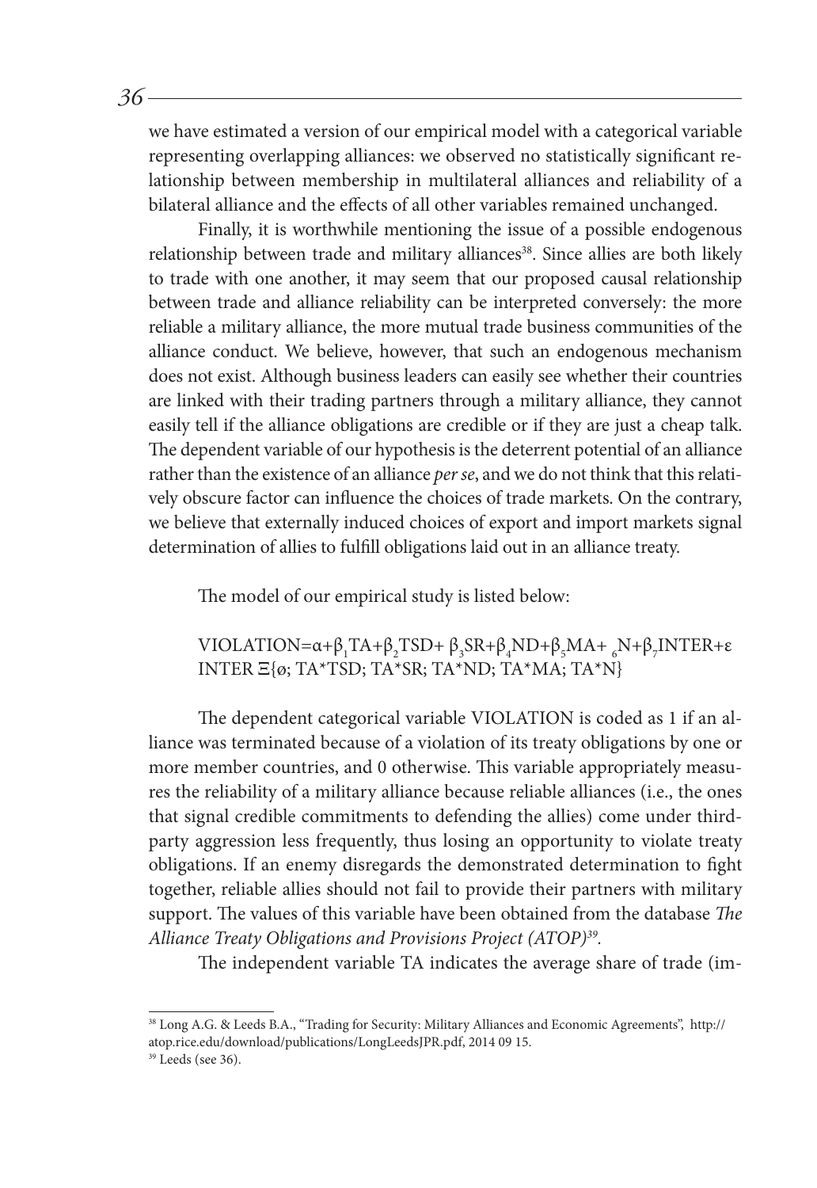we have estimated a version of our empirical model with a categorical variable representing overlapping alliances: we observed no statistically significant relationship between membership in multilateral alliances and reliability of a bilateral alliance and the effects of all other variables remained unchanged.

Finally, it is worthwhile mentioning the issue of a possible endogenous relationship between trade and military alliances[38]. Since allies are both likely to trade with one another, it may seem that our proposed causal relationship between trade and alliance reliability can be interpreted conversely: the more reliable a military alliance, the more mutual trade business communities of the alliance conduct. We believe, however, that such an endogenous mechanism does not exist. Although business leaders can easily see whether their countries are linked with their trading partners through a military alliance, they cannot easily tell if the alliance obligations are credible or if they are just a cheap talk. The dependent variable of our hypothesis is the deterrent potential of an alliance rather than the existence of an alliance *per se*, and we do not think that this relatively obscure factor can influence the choices of trade markets. On the contrary, we believe that externally induced choices of export and import markets signal determination of allies to fulfill obligations laid out in an alliance treaty.

The model of our empirical study is listed below:

$$VIOLATION=\alpha+\beta_1 TA+\beta_2 TSD+\beta_3 SR+\beta_4 ND+\beta_5 MA+{}_6 N+\beta_7 INTER+\varepsilon$$
$$INTER\ \Xi\{\varnothing;\ TA*TSD;\ TA*SR;\ TA*ND;\ TA*MA;\ TA*N\}$$

The dependent categorical variable VIOLATION is coded as 1 if an alliance was terminated because of a violation of its treaty obligations by one or more member countries, and 0 otherwise. This variable appropriately measures the reliability of a military alliance because reliable alliances (i.e., the ones that signal credible commitments to defending the allies) come under third-party aggression less frequently, thus losing an opportunity to violate treaty obligations. If an enemy disregards the demonstrated determination to fight together, reliable allies should not fail to provide their partners with military support. The values of this variable have been obtained from the database *The Alliance Treaty Obligations and Provisions Project (ATOP)*[39].

The independent variable TA indicates the average share of trade (im-

---

[38] Long A.G. & Leeds B.A., "Trading for Security: Military Alliances and Economic Agreements", http://atop.rice.edu/download/publications/LongLeedsJPR.pdf, 2014 09 15.

[39] Leeds (see 36).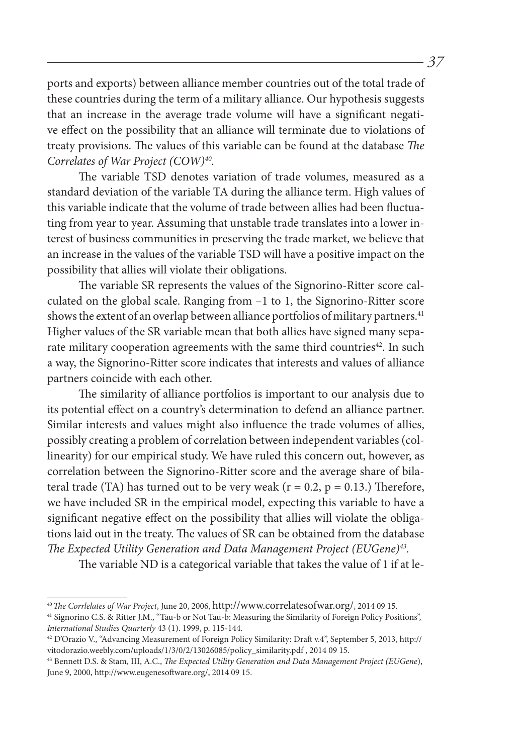ports and exports) between alliance member countries out of the total trade of these countries during the term of a military alliance. Our hypothesis suggests that an increase in the average trade volume will have a significant negative effect on the possibility that an alliance will terminate due to violations of treaty provisions. The values of this variable can be found at the database *The Correlates of War Project (COW)*[40].

The variable TSD denotes variation of trade volumes, measured as a standard deviation of the variable TA during the alliance term. High values of this variable indicate that the volume of trade between allies had been fluctuating from year to year. Assuming that unstable trade translates into a lower interest of business communities in preserving the trade market, we believe that an increase in the values of the variable TSD will have a positive impact on the possibility that allies will violate their obligations.

The variable SR represents the values of the Signorino-Ritter score calculated on the global scale. Ranging from –1 to 1, the Signorino-Ritter score shows the extent of an overlap between alliance portfolios of military partners.[41] Higher values of the SR variable mean that both allies have signed many separate military cooperation agreements with the same third countries[42]. In such a way, the Signorino-Ritter score indicates that interests and values of alliance partners coincide with each other.

The similarity of alliance portfolios is important to our analysis due to its potential effect on a country's determination to defend an alliance partner. Similar interests and values might also influence the trade volumes of allies, possibly creating a problem of correlation between independent variables (collinearity) for our empirical study. We have ruled this concern out, however, as correlation between the Signorino-Ritter score and the average share of bilateral trade (TA) has turned out to be very weak ($r = 0.2$, $p = 0.13$.) Therefore, we have included SR in the empirical model, expecting this variable to have a significant negative effect on the possibility that allies will violate the obligations laid out in the treaty. The values of SR can be obtained from the database *The Expected Utility Generation and Data Management Project (EUGene)*[43].

The variable ND is a categorical variable that takes the value of 1 if at le-

---

[40] *The Corrlelates of War Project*, June 20, 2006, http://www.correlatesofwar.org/, 2014 09 15.

[41] Signorino C.S. & Ritter J.M., "Tau-b or Not Tau-b: Measuring the Similarity of Foreign Policy Positions", *International Studies Quarterly* 43 (1). 1999, p. 115-144.

[42] D'Orazio V., "Advancing Measurement of Foreign Policy Similarity: Draft v.4", September 5, 2013, http://vitodorazio.weebly.com/uploads/1/3/0/2/13026085/policy_similarity.pdf , 2014 09 15.

[43] Bennett D.S. & Stam, III, A.C., *The Expected Utility Generation and Data Management Project (EUGene)*, June 9, 2000, http://www.eugenesoftware.org/, 2014 09 15.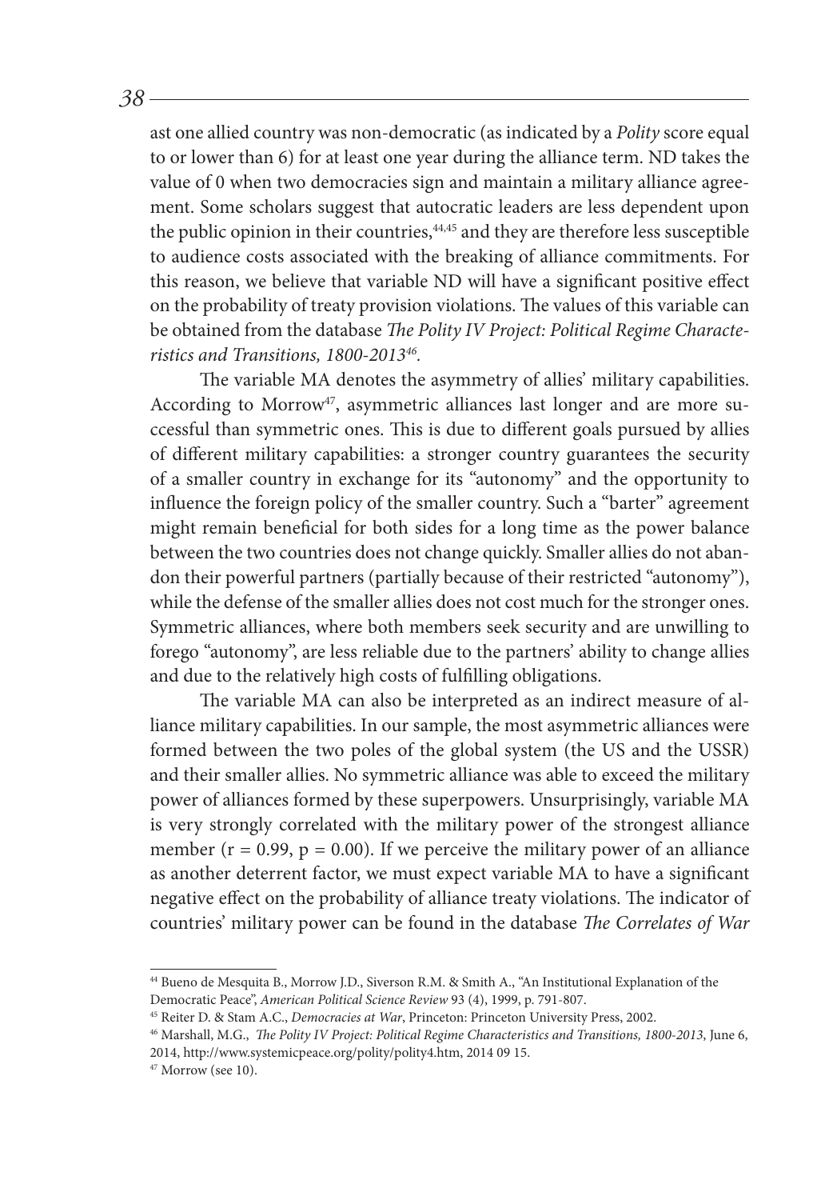ast one allied country was non-democratic (as indicated by a *Polity* score equal to or lower than 6) for at least one year during the alliance term. ND takes the value of 0 when two democracies sign and maintain a military alliance agreement. Some scholars suggest that autocratic leaders are less dependent upon the public opinion in their countries,[44,45] and they are therefore less susceptible to audience costs associated with the breaking of alliance commitments. For this reason, we believe that variable ND will have a significant positive effect on the probability of treaty provision violations. The values of this variable can be obtained from the database *The Polity IV Project: Political Regime Characteristics and Transitions, 1800-2013*[46].

The variable MA denotes the asymmetry of allies' military capabilities. According to Morrow[47], asymmetric alliances last longer and are more successful than symmetric ones. This is due to different goals pursued by allies of different military capabilities: a stronger country guarantees the security of a smaller country in exchange for its "autonomy" and the opportunity to influence the foreign policy of the smaller country. Such a "barter" agreement might remain beneficial for both sides for a long time as the power balance between the two countries does not change quickly. Smaller allies do not abandon their powerful partners (partially because of their restricted "autonomy"), while the defense of the smaller allies does not cost much for the stronger ones. Symmetric alliances, where both members seek security and are unwilling to forego "autonomy", are less reliable due to the partners' ability to change allies and due to the relatively high costs of fulfilling obligations.

The variable MA can also be interpreted as an indirect measure of alliance military capabilities. In our sample, the most asymmetric alliances were formed between the two poles of the global system (the US and the USSR) and their smaller allies. No symmetric alliance was able to exceed the military power of alliances formed by these superpowers. Unsurprisingly, variable MA is very strongly correlated with the military power of the strongest alliance member ($r = 0.99$, $p = 0.00$). If we perceive the military power of an alliance as another deterrent factor, we must expect variable MA to have a significant negative effect on the probability of alliance treaty violations. The indicator of countries' military power can be found in the database *The Correlates of War*

---

[44] Bueno de Mesquita B., Morrow J.D., Siverson R.M. & Smith A., "An Institutional Explanation of the Democratic Peace", *American Political Science Review* 93 (4), 1999, p. 791-807.

[45] Reiter D. & Stam A.C., *Democracies at War*, Princeton: Princeton University Press, 2002.

[46] Marshall, M.G., *The Polity IV Project: Political Regime Characteristics and Transitions, 1800-2013*, June 6, 2014, http://www.systemicpeace.org/polity/polity4.htm, 2014 09 15.

[47] Morrow (see 10).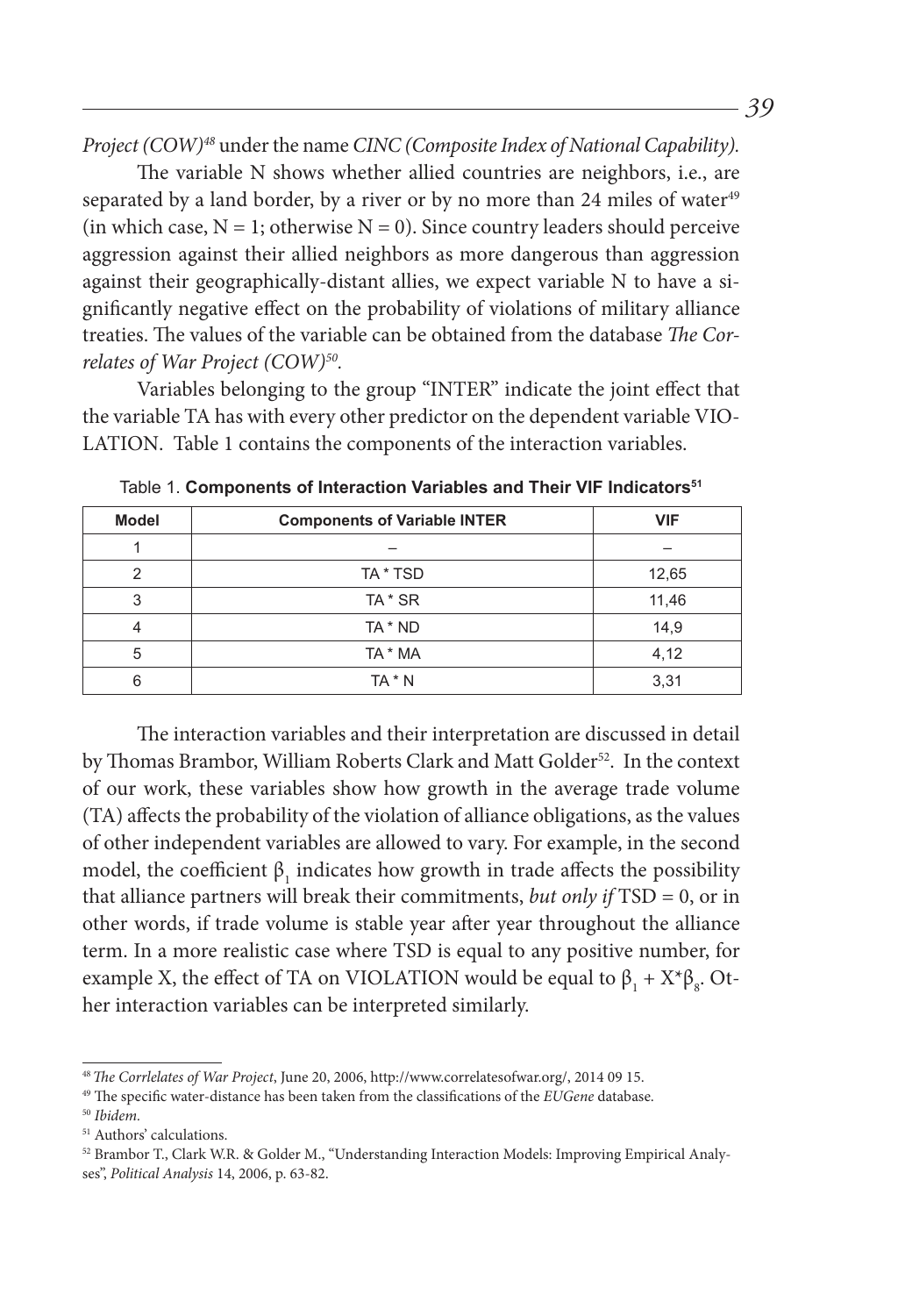*Project (COW)*[48] under the name *CINC (Composite Index of National Capability).*

The variable N shows whether allied countries are neighbors, i.e., are separated by a land border, by a river or by no more than 24 miles of water[49] (in which case, N = 1; otherwise N = 0). Since country leaders should perceive aggression against their allied neighbors as more dangerous than aggression against their geographically-distant allies, we expect variable N to have a significantly negative effect on the probability of violations of military alliance treaties. The values of the variable can be obtained from the database *The Correlates of War Project (COW)*[50].

Variables belonging to the group "INTER" indicate the joint effect that the variable TA has with every other predictor on the dependent variable VIOLATION. Table 1 contains the components of the interaction variables.

Table 1. **Components of Interaction Variables and Their VIF Indicators**[51]

| Model | Components of Variable INTER | VIF |
|---|---|---|
| 1 | – | – |
| 2 | TA * TSD | 12,65 |
| 3 | TA * SR | 11,46 |
| 4 | TA * ND | 14,9 |
| 5 | TA * MA | 4,12 |
| 6 | TA * N | 3,31 |

The interaction variables and their interpretation are discussed in detail by Thomas Brambor, William Roberts Clark and Matt Golder[52]. In the context of our work, these variables show how growth in the average trade volume (TA) affects the probability of the violation of alliance obligations, as the values of other independent variables are allowed to vary. For example, in the second model, the coefficient $\beta_1$ indicates how growth in trade affects the possibility that alliance partners will break their commitments, *but only if* TSD = 0, or in other words, if trade volume is stable year after year throughout the alliance term. In a more realistic case where TSD is equal to any positive number, for example X, the effect of TA on VIOLATION would be equal to $\beta_1 + X^*\beta_8$. Other interaction variables can be interpreted similarly.

---

[48] *The Corrlelates of War Project*, June 20, 2006, http://www.correlatesofwar.org/, 2014 09 15.

[49] The specific water-distance has been taken from the classifications of the *EUGene* database.

[50] *Ibidem.*

[51] Authors' calculations.

[52] Brambor T., Clark W.R. & Golder M., "Understanding Interaction Models: Improving Empirical Analyses", *Political Analysis* 14, 2006, p. 63-82.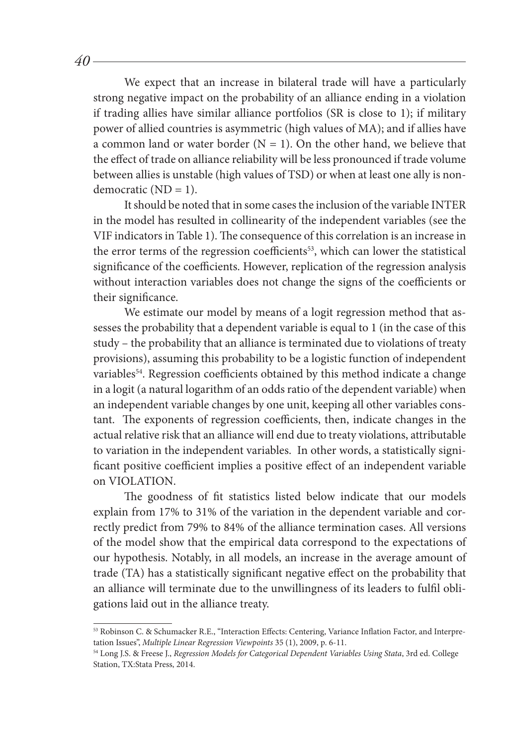We expect that an increase in bilateral trade will have a particularly strong negative impact on the probability of an alliance ending in a violation if trading allies have similar alliance portfolios (SR is close to 1); if military power of allied countries is asymmetric (high values of MA); and if allies have a common land or water border (N = 1). On the other hand, we believe that the effect of trade on alliance reliability will be less pronounced if trade volume between allies is unstable (high values of TSD) or when at least one ally is non-democratic (ND = 1).

It should be noted that in some cases the inclusion of the variable INTER in the model has resulted in collinearity of the independent variables (see the VIF indicators in Table 1). The consequence of this correlation is an increase in the error terms of the regression coefficients[53], which can lower the statistical significance of the coefficients. However, replication of the regression analysis without interaction variables does not change the signs of the coefficients or their significance.

We estimate our model by means of a logit regression method that assesses the probability that a dependent variable is equal to 1 (in the case of this study – the probability that an alliance is terminated due to violations of treaty provisions), assuming this probability to be a logistic function of independent variables[54]. Regression coefficients obtained by this method indicate a change in a logit (a natural logarithm of an odds ratio of the dependent variable) when an independent variable changes by one unit, keeping all other variables constant. The exponents of regression coefficients, then, indicate changes in the actual relative risk that an alliance will end due to treaty violations, attributable to variation in the independent variables. In other words, a statistically significant positive coefficient implies a positive effect of an independent variable on VIOLATION.

The goodness of fit statistics listed below indicate that our models explain from 17% to 31% of the variation in the dependent variable and correctly predict from 79% to 84% of the alliance termination cases. All versions of the model show that the empirical data correspond to the expectations of our hypothesis. Notably, in all models, an increase in the average amount of trade (TA) has a statistically significant negative effect on the probability that an alliance will terminate due to the unwillingness of its leaders to fulfil obligations laid out in the alliance treaty.

---

[53] Robinson C. & Schumacker R.E., "Interaction Effects: Centering, Variance Inflation Factor, and Interpretation Issues", *Multiple Linear Regression Viewpoints* 35 (1), 2009, p. 6-11.

[54] Long J.S. & Freese J., *Regression Models for Categorical Dependent Variables Using Stata*, 3rd ed. College Station, TX:Stata Press, 2014.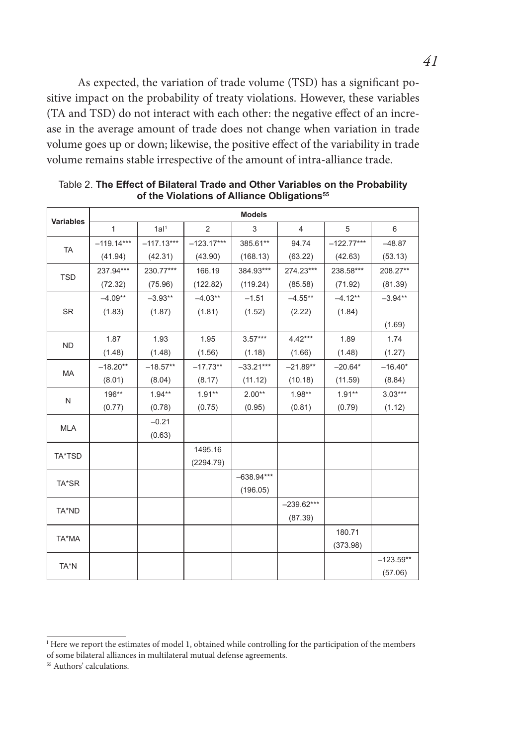As expected, the variation of trade volume (TSD) has a significant positive impact on the probability of treaty violations. However, these variables (TA and TSD) do not interact with each other: the negative effect of an increase in the average amount of trade does not change when variation in trade volume goes up or down; likewise, the positive effect of the variability in trade volume remains stable irrespective of the amount of intra-alliance trade.

Table 2. **The Effect of Bilateral Trade and Other Variables on the Probability of the Violations of Alliance Obligations**[55]

| Variables | Models | | | | | | |
|---|---|---|---|---|---|---|---|
| | 1 | 1al[1] | 2 | 3 | 4 | 5 | 6 |
| TA | –119.14*** | –117.13*** | –123.17*** | 385.61** | 94.74 | –122.77*** | –48.87 |
| | (41.94) | (42.31) | (43.90) | (168.13) | (63.22) | (42.63) | (53.13) |
| TSD | 237.94*** | 230.77*** | 166.19 | 384.93*** | 274.23*** | 238.58*** | 208.27** |
| | (72.32) | (75.96) | (122.82) | (119.24) | (85.58) | (71.92) | (81.39) |
| SR | –4.09** | –3.93** | –4.03** | –1.51 | –4.55** | –4.12** | –3.94** |
| | (1.83) | (1.87) | (1.81) | (1.52) | (2.22) | (1.84) | (1.69) |
| ND | 1.87 | 1.93 | 1.95 | 3.57*** | 4.42*** | 1.89 | 1.74 |
| | (1.48) | (1.48) | (1.56) | (1.18) | (1.66) | (1.48) | (1.27) |
| MA | –18.20** | –18.57** | –17.73** | –33.21*** | –21.89** | –20.64* | –16.40* |
| | (8.01) | (8.04) | (8.17) | (11.12) | (10.18) | (11.59) | (8.84) |
| N | 196** | 1.94** | 1.91** | 2.00** | 1.98** | 1.91** | 3.03*** |
| | (0.77) | (0.78) | (0.75) | (0.95) | (0.81) | (0.79) | (1.12) |
| MLA | | –0.21 | | | | | |
| | | (0.63) | | | | | |
| TA*TSD | | | 1495.16 | | | | |
| | | | (2294.79) | | | | |
| TA*SR | | | | –638.94*** | | | |
| | | | | (196.05) | | | |
| TA*ND | | | | | –239.62*** | | |
| | | | | | (87.39) | | |
| TA*MA | | | | | | 180.71 | |
| | | | | | | (373.98) | |
| TA*N | | | | | | | –123.59** |
| | | | | | | | (57.06) |

[1] Here we report the estimates of model 1, obtained while controlling for the participation of the members of some bilateral alliances in multilateral mutual defense agreements.

[55] Authors' calculations.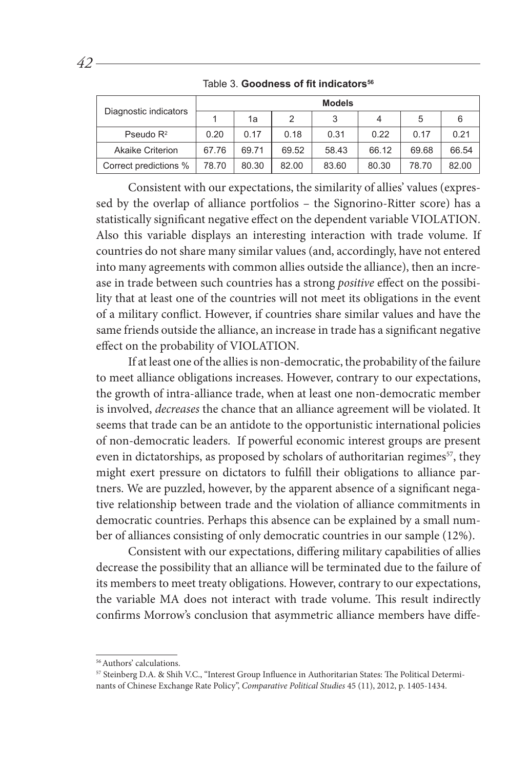Table 3. **Goodness of fit indicators**[56]

| Diagnostic indicators | Models | | | | | | |
|---|---|---|---|---|---|---|---|
| | 1 | 1a | 2 | 3 | 4 | 5 | 6 |
| Pseudo $R^2$ | 0.20 | 0.17 | 0.18 | 0.31 | 0.22 | 0.17 | 0.21 |
| Akaike Criterion | 67.76 | 69.71 | 69.52 | 58.43 | 66.12 | 69.68 | 66.54 |
| Correct predictions % | 78.70 | 80.30 | 82.00 | 83.60 | 80.30 | 78.70 | 82.00 |

Consistent with our expectations, the similarity of allies' values (expressed by the overlap of alliance portfolios – the Signorino-Ritter score) has a statistically significant negative effect on the dependent variable VIOLATION. Also this variable displays an interesting interaction with trade volume. If countries do not share many similar values (and, accordingly, have not entered into many agreements with common allies outside the alliance), then an increase in trade between such countries has a strong *positive* effect on the possibility that at least one of the countries will not meet its obligations in the event of a military conflict. However, if countries share similar values and have the same friends outside the alliance, an increase in trade has a significant negative effect on the probability of VIOLATION.

If at least one of the allies is non-democratic, the probability of the failure to meet alliance obligations increases. However, contrary to our expectations, the growth of intra-alliance trade, when at least one non-democratic member is involved, *decreases* the chance that an alliance agreement will be violated. It seems that trade can be an antidote to the opportunistic international policies of non-democratic leaders. If powerful economic interest groups are present even in dictatorships, as proposed by scholars of authoritarian regimes[57], they might exert pressure on dictators to fulfill their obligations to alliance partners. We are puzzled, however, by the apparent absence of a significant negative relationship between trade and the violation of alliance commitments in democratic countries. Perhaps this absence can be explained by a small number of alliances consisting of only democratic countries in our sample (12%).

Consistent with our expectations, differing military capabilities of allies decrease the possibility that an alliance will be terminated due to the failure of its members to meet treaty obligations. However, contrary to our expectations, the variable MA does not interact with trade volume. This result indirectly confirms Morrow's conclusion that asymmetric alliance members have diffe-

---

[56] Authors' calculations.

[57] Steinberg D.A. & Shih V.C., "Interest Group Influence in Authoritarian States: The Political Determinants of Chinese Exchange Rate Policy", *Comparative Political Studies* 45 (11), 2012, p. 1405-1434.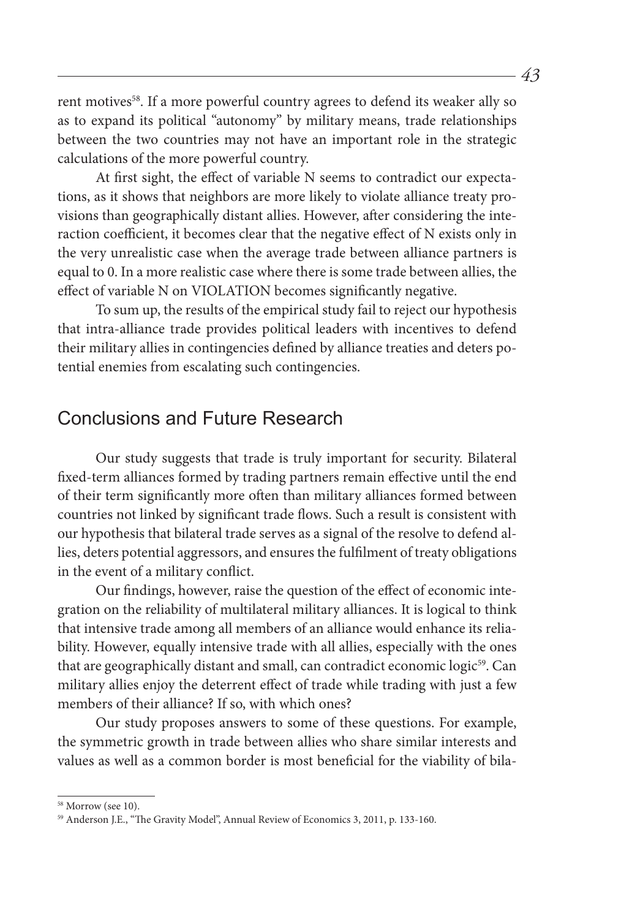rent motives[58]. If a more powerful country agrees to defend its weaker ally so as to expand its political "autonomy" by military means, trade relationships between the two countries may not have an important role in the strategic calculations of the more powerful country.

At first sight, the effect of variable N seems to contradict our expectations, as it shows that neighbors are more likely to violate alliance treaty provisions than geographically distant allies. However, after considering the interaction coefficient, it becomes clear that the negative effect of N exists only in the very unrealistic case when the average trade between alliance partners is equal to 0. In a more realistic case where there is some trade between allies, the effect of variable N on VIOLATION becomes significantly negative.

To sum up, the results of the empirical study fail to reject our hypothesis that intra-alliance trade provides political leaders with incentives to defend their military allies in contingencies defined by alliance treaties and deters potential enemies from escalating such contingencies.

## Conclusions and Future Research

Our study suggests that trade is truly important for security. Bilateral fixed-term alliances formed by trading partners remain effective until the end of their term significantly more often than military alliances formed between countries not linked by significant trade flows. Such a result is consistent with our hypothesis that bilateral trade serves as a signal of the resolve to defend allies, deters potential aggressors, and ensures the fulfilment of treaty obligations in the event of a military conflict.

Our findings, however, raise the question of the effect of economic integration on the reliability of multilateral military alliances. It is logical to think that intensive trade among all members of an alliance would enhance its reliability. However, equally intensive trade with all allies, especially with the ones that are geographically distant and small, can contradict economic logic[59]. Can military allies enjoy the deterrent effect of trade while trading with just a few members of their alliance? If so, with which ones?

Our study proposes answers to some of these questions. For example, the symmetric growth in trade between allies who share similar interests and values as well as a common border is most beneficial for the viability of bila-

---

[58] Morrow (see 10).

[59] Anderson J.E., "The Gravity Model", Annual Review of Economics 3, 2011, p. 133-160.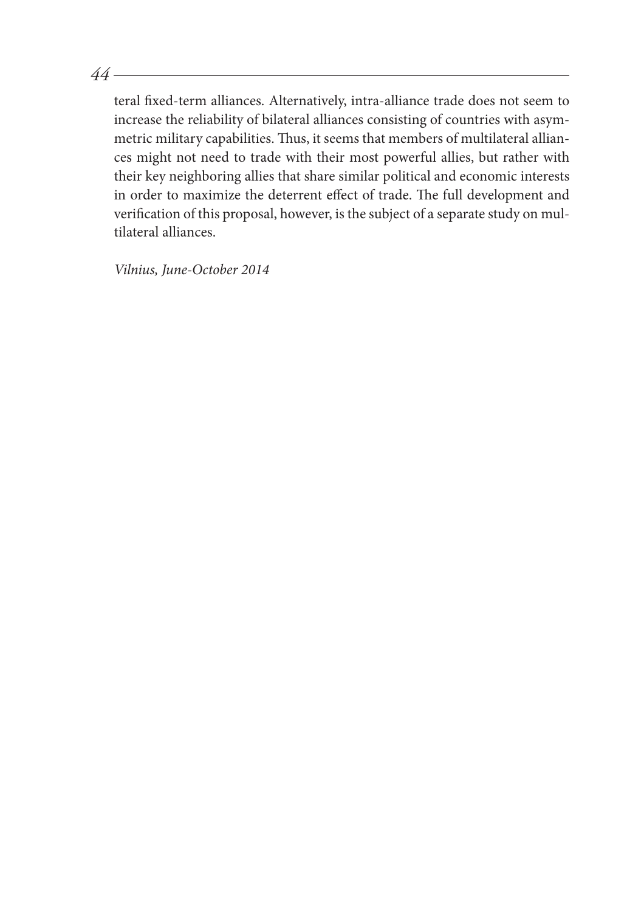teral fixed-term alliances. Alternatively, intra-alliance trade does not seem to increase the reliability of bilateral alliances consisting of countries with asymmetric military capabilities. Thus, it seems that members of multilateral alliances might not need to trade with their most powerful allies, but rather with their key neighboring allies that share similar political and economic interests in order to maximize the deterrent effect of trade. The full development and verification of this proposal, however, is the subject of a separate study on multilateral alliances.

*Vilnius, June-October 2014*